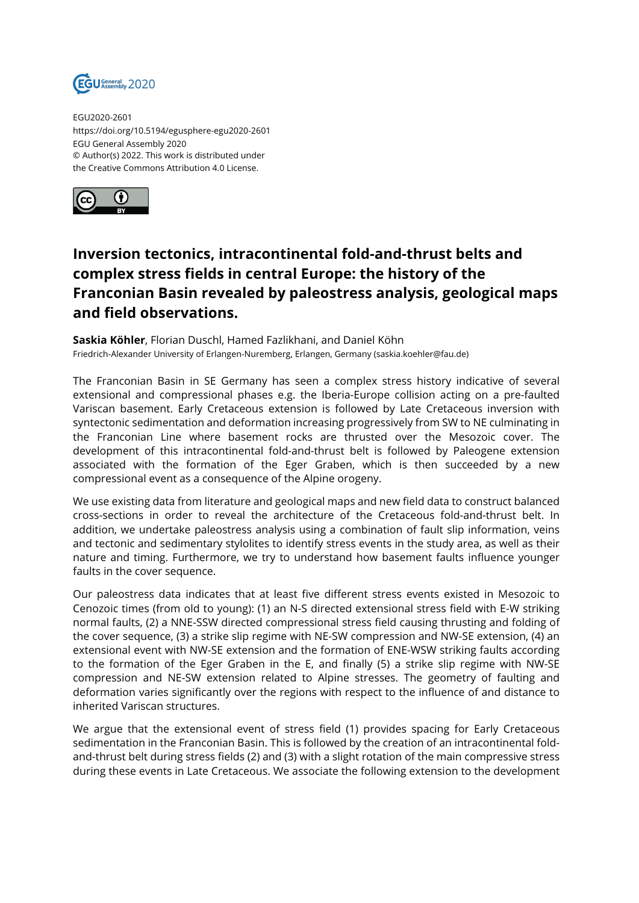EGU2020-2601
https://doi.org/10.5194/egusphere-egu2020-2601
EGU General Assembly 2020
© Author(s) 2022. This work is distributed under
the Creative Commons Attribution 4.0 License.

# Inversion tectonics, intracontinental fold-and-thrust belts and complex stress fields in central Europe: the history of the Franconian Basin revealed by paleostress analysis, geological maps and field observations.

**Saskia Köhler**, Florian Duschl, Hamed Fazlikhani, and Daniel Köhn
Friedrich-Alexander University of Erlangen-Nuremberg, Erlangen, Germany (saskia.koehler@fau.de)

The Franconian Basin in SE Germany has seen a complex stress history indicative of several extensional and compressional phases e.g. the Iberia-Europe collision acting on a pre-faulted Variscan basement. Early Cretaceous extension is followed by Late Cretaceous inversion with syntectonic sedimentation and deformation increasing progressively from SW to NE culminating in the Franconian Line where basement rocks are thrusted over the Mesozoic cover. The development of this intracontinental fold-and-thrust belt is followed by Paleogene extension associated with the formation of the Eger Graben, which is then succeeded by a new compressional event as a consequence of the Alpine orogeny.

We use existing data from literature and geological maps and new field data to construct balanced cross-sections in order to reveal the architecture of the Cretaceous fold-and-thrust belt. In addition, we undertake paleostress analysis using a combination of fault slip information, veins and tectonic and sedimentary stylolites to identify stress events in the study area, as well as their nature and timing. Furthermore, we try to understand how basement faults influence younger faults in the cover sequence.

Our paleostress data indicates that at least five different stress events existed in Mesozoic to Cenozoic times (from old to young): (1) an N-S directed extensional stress field with E-W striking normal faults, (2) a NNE-SSW directed compressional stress field causing thrusting and folding of the cover sequence, (3) a strike slip regime with NE-SW compression and NW-SE extension, (4) an extensional event with NW-SE extension and the formation of ENE-WSW striking faults according to the formation of the Eger Graben in the E, and finally (5) a strike slip regime with NW-SE compression and NE-SW extension related to Alpine stresses. The geometry of faulting and deformation varies significantly over the regions with respect to the influence of and distance to inherited Variscan structures.

We argue that the extensional event of stress field (1) provides spacing for Early Cretaceous sedimentation in the Franconian Basin. This is followed by the creation of an intracontinental fold-and-thrust belt during stress fields (2) and (3) with a slight rotation of the main compressive stress during these events in Late Cretaceous. We associate the following extension to the development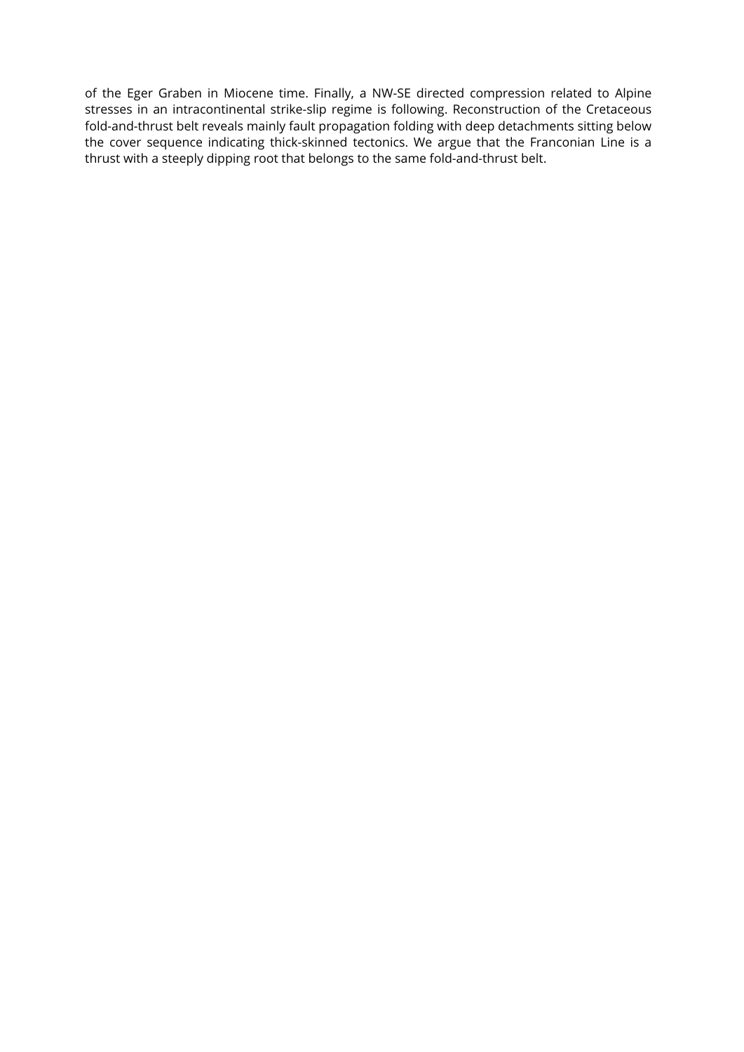of the Eger Graben in Miocene time. Finally, a NW-SE directed compression related to Alpine stresses in an intracontinental strike-slip regime is following. Reconstruction of the Cretaceous fold-and-thrust belt reveals mainly fault propagation folding with deep detachments sitting below the cover sequence indicating thick-skinned tectonics. We argue that the Franconian Line is a thrust with a steeply dipping root that belongs to the same fold-and-thrust belt.